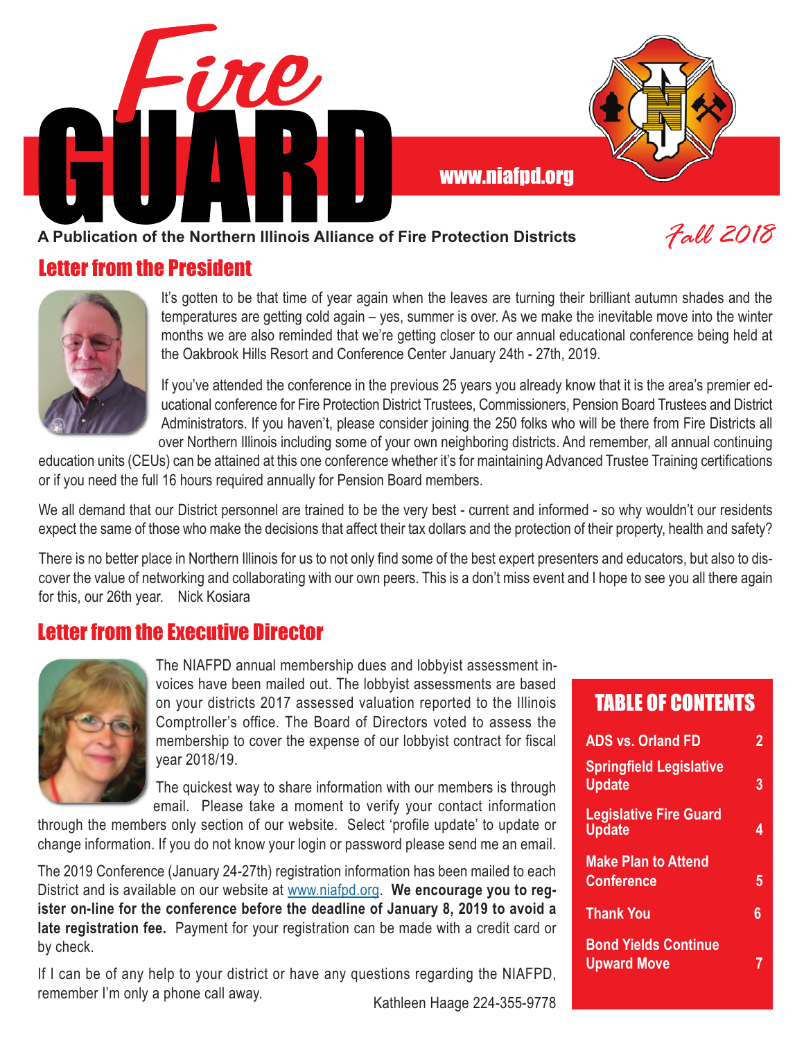# Fire GUARD

www.niafpd.org

**A Publication of the Northern Illinois Alliance of Fire Protection Districts**

*Fall 2018*

## Letter from the President

It's gotten to be that time of year again when the leaves are turning their brilliant autumn shades and the temperatures are getting cold again – yes, summer is over. As we make the inevitable move into the winter months we are also reminded that we're getting closer to our annual educational conference being held at the Oakbrook Hills Resort and Conference Center January 24th - 27th, 2019.

If you've attended the conference in the previous 25 years you already know that it is the area's premier educational conference for Fire Protection District Trustees, Commissioners, Pension Board Trustees and District Administrators. If you haven't, please consider joining the 250 folks who will be there from Fire Districts all over Northern Illinois including some of your own neighboring districts. And remember, all annual continuing education units (CEUs) can be attained at this one conference whether it's for maintaining Advanced Trustee Training certifications or if you need the full 16 hours required annually for Pension Board members.

We all demand that our District personnel are trained to be the very best - current and informed - so why wouldn't our residents expect the same of those who make the decisions that affect their tax dollars and the protection of their property, health and safety?

There is no better place in Northern Illinois for us to not only find some of the best expert presenters and educators, but also to discover the value of networking and collaborating with our own peers. This is a don't miss event and I hope to see you all there again for this, our 26th year. Nick Kosiara

## Letter from the Executive Director

The NIAFPD annual membership dues and lobbyist assessment invoices have been mailed out. The lobbyist assessments are based on your districts 2017 assessed valuation reported to the Illinois Comptroller's office. The Board of Directors voted to assess the membership to cover the expense of our lobbyist contract for fiscal year 2018/19.

The quickest way to share information with our members is through email. Please take a moment to verify your contact information through the members only section of our website. Select 'profile update' to update or change information. If you do not know your login or password please send me an email.

The 2019 Conference (January 24-27th) registration information has been mailed to each District and is available on our website at www.niafpd.org. **We encourage you to register on-line for the conference before the deadline of January 8, 2019 to avoid a late registration fee.** Payment for your registration can be made with a credit card or by check.

If I can be of any help to your district or have any questions regarding the NIAFPD, remember I'm only a phone call away.

Kathleen Haage 224-355-9778

## TABLE OF CONTENTS

| | |
|---|---|
| ADS vs. Orland FD | 2 |
| Springfield Legislative Update | 3 |
| Legislative Fire Guard Update | 4 |
| Make Plan to Attend Conference | 5 |
| Thank You | 6 |
| Bond Yields Continue Upward Move | 7 |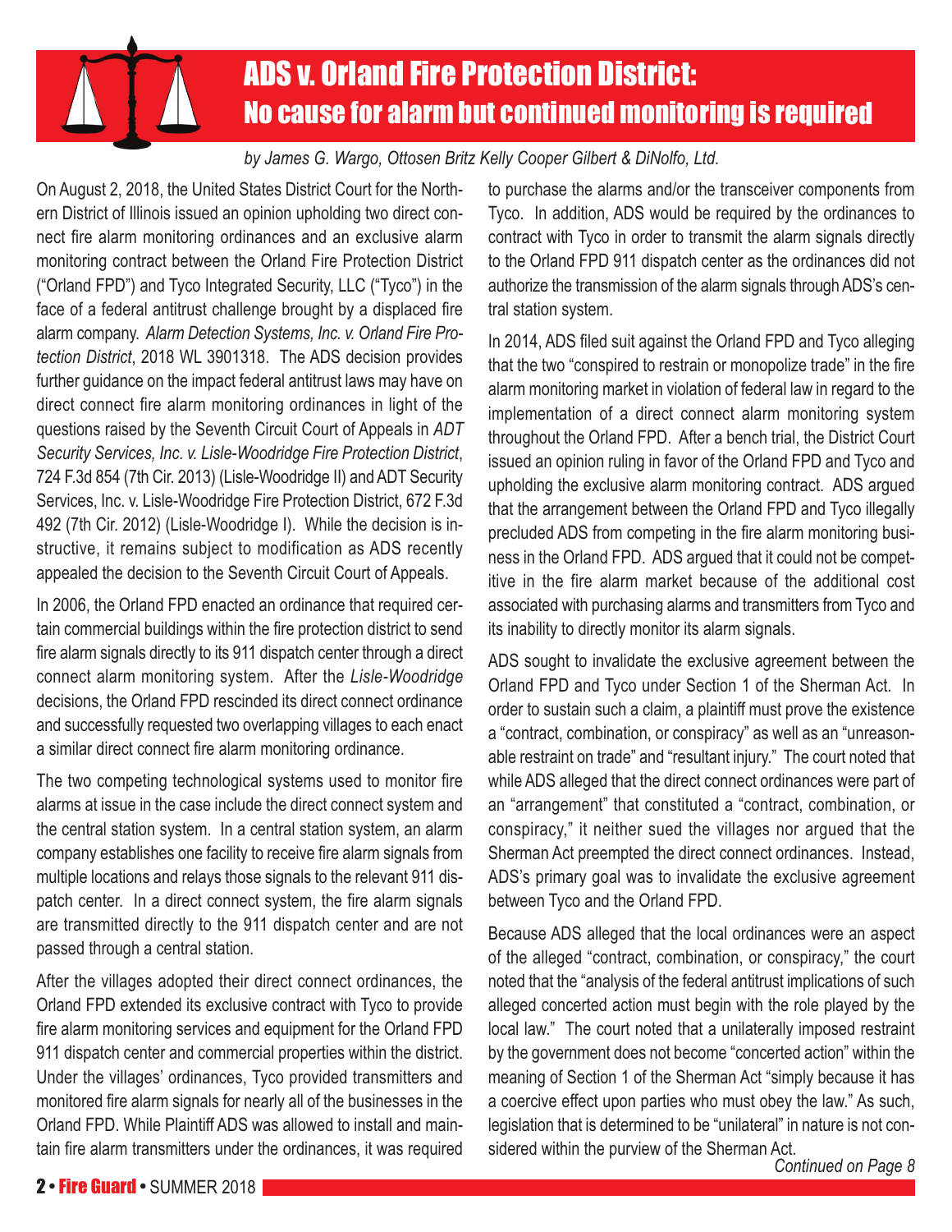# ADS v. Orland Fire Protection District: No cause for alarm but continued monitoring is required

*by James G. Wargo, Ottosen Britz Kelly Cooper Gilbert & DiNolfo, Ltd.*

On August 2, 2018, the United States District Court for the Northern District of Illinois issued an opinion upholding two direct connect fire alarm monitoring ordinances and an exclusive alarm monitoring contract between the Orland Fire Protection District ("Orland FPD") and Tyco Integrated Security, LLC ("Tyco") in the face of a federal antitrust challenge brought by a displaced fire alarm company. *Alarm Detection Systems, Inc. v. Orland Fire Protection District*, 2018 WL 3901318. The ADS decision provides further guidance on the impact federal antitrust laws may have on direct connect fire alarm monitoring ordinances in light of the questions raised by the Seventh Circuit Court of Appeals in *ADT Security Services, Inc. v. Lisle-Woodridge Fire Protection District*, 724 F.3d 854 (7th Cir. 2013) (Lisle-Woodridge II) and ADT Security Services, Inc. v. Lisle-Woodridge Fire Protection District, 672 F.3d 492 (7th Cir. 2012) (Lisle-Woodridge I). While the decision is instructive, it remains subject to modification as ADS recently appealed the decision to the Seventh Circuit Court of Appeals.

In 2006, the Orland FPD enacted an ordinance that required certain commercial buildings within the fire protection district to send fire alarm signals directly to its 911 dispatch center through a direct connect alarm monitoring system. After the *Lisle-Woodridge* decisions, the Orland FPD rescinded its direct connect ordinance and successfully requested two overlapping villages to each enact a similar direct connect fire alarm monitoring ordinance.

The two competing technological systems used to monitor fire alarms at issue in the case include the direct connect system and the central station system. In a central station system, an alarm company establishes one facility to receive fire alarm signals from multiple locations and relays those signals to the relevant 911 dispatch center. In a direct connect system, the fire alarm signals are transmitted directly to the 911 dispatch center and are not passed through a central station.

After the villages adopted their direct connect ordinances, the Orland FPD extended its exclusive contract with Tyco to provide fire alarm monitoring services and equipment for the Orland FPD 911 dispatch center and commercial properties within the district. Under the villages' ordinances, Tyco provided transmitters and monitored fire alarm signals for nearly all of the businesses in the Orland FPD. While Plaintiff ADS was allowed to install and maintain fire alarm transmitters under the ordinances, it was required to purchase the alarms and/or the transceiver components from Tyco. In addition, ADS would be required by the ordinances to contract with Tyco in order to transmit the alarm signals directly to the Orland FPD 911 dispatch center as the ordinances did not authorize the transmission of the alarm signals through ADS's central station system.

In 2014, ADS filed suit against the Orland FPD and Tyco alleging that the two "conspired to restrain or monopolize trade" in the fire alarm monitoring market in violation of federal law in regard to the implementation of a direct connect alarm monitoring system throughout the Orland FPD. After a bench trial, the District Court issued an opinion ruling in favor of the Orland FPD and Tyco and upholding the exclusive alarm monitoring contract. ADS argued that the arrangement between the Orland FPD and Tyco illegally precluded ADS from competing in the fire alarm monitoring business in the Orland FPD. ADS argued that it could not be competitive in the fire alarm market because of the additional cost associated with purchasing alarms and transmitters from Tyco and its inability to directly monitor its alarm signals.

ADS sought to invalidate the exclusive agreement between the Orland FPD and Tyco under Section 1 of the Sherman Act. In order to sustain such a claim, a plaintiff must prove the existence a "contract, combination, or conspiracy" as well as an "unreasonable restraint on trade" and "resultant injury." The court noted that while ADS alleged that the direct connect ordinances were part of an "arrangement" that constituted a "contract, combination, or conspiracy," it neither sued the villages nor argued that the Sherman Act preempted the direct connect ordinances. Instead, ADS's primary goal was to invalidate the exclusive agreement between Tyco and the Orland FPD.

Because ADS alleged that the local ordinances were an aspect of the alleged "contract, combination, or conspiracy," the court noted that the "analysis of the federal antitrust implications of such alleged concerted action must begin with the role played by the local law." The court noted that a unilaterally imposed restraint by the government does not become "concerted action" within the meaning of Section 1 of the Sherman Act "simply because it has a coercive effect upon parties who must obey the law." As such, legislation that is determined to be "unilateral" in nature is not considered within the purview of the Sherman Act.

*Continued on Page 8*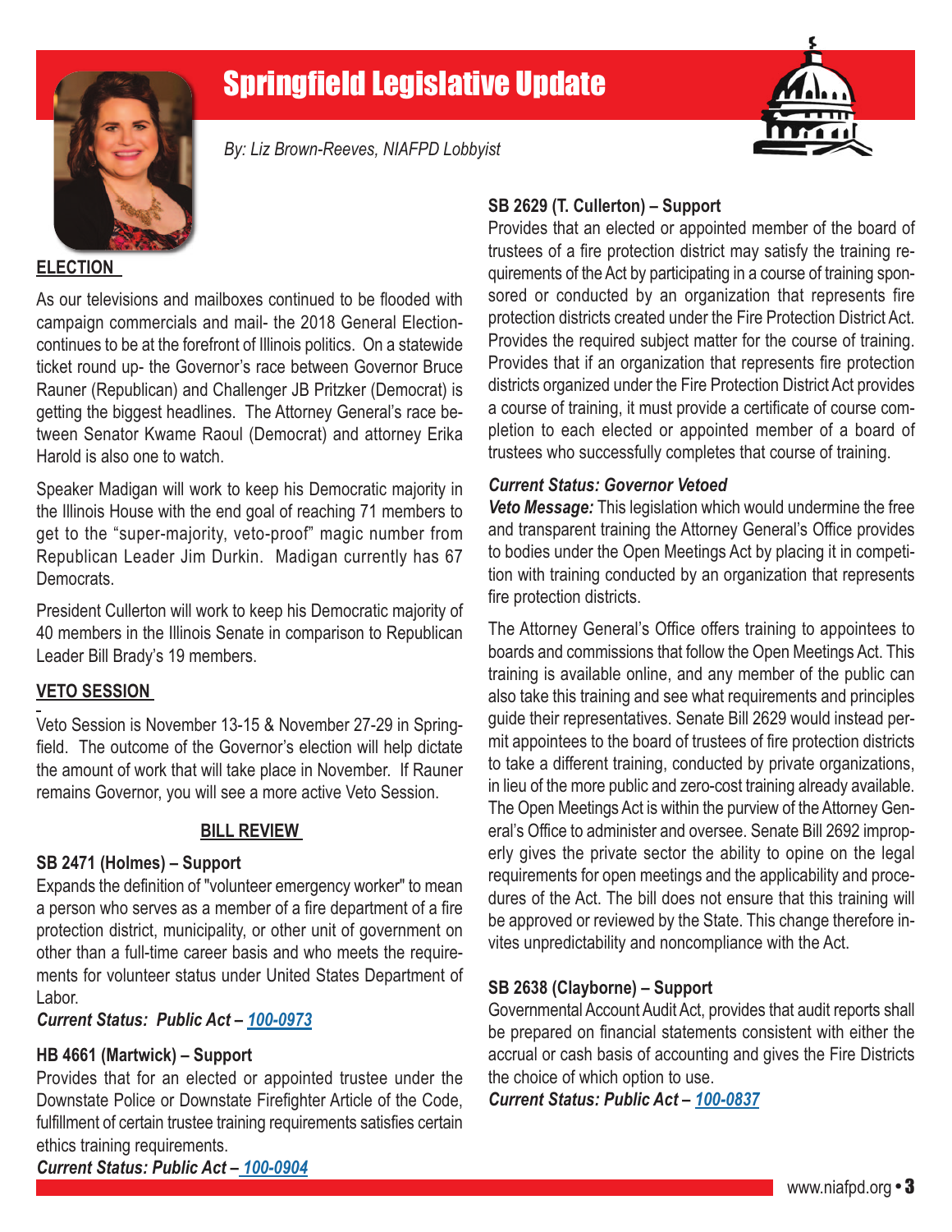# Springfield Legislative Update

*By: Liz Brown-Reeves, NIAFPD Lobbyist*

## ELECTION

As our televisions and mailboxes continued to be flooded with campaign commercials and mail- the 2018 General Election-continues to be at the forefront of Illinois politics. On a statewide ticket round up- the Governor's race between Governor Bruce Rauner (Republican) and Challenger JB Pritzker (Democrat) is getting the biggest headlines. The Attorney General's race between Senator Kwame Raoul (Democrat) and attorney Erika Harold is also one to watch.

Speaker Madigan will work to keep his Democratic majority in the Illinois House with the end goal of reaching 71 members to get to the "super-majority, veto-proof" magic number from Republican Leader Jim Durkin. Madigan currently has 67 Democrats.

President Cullerton will work to keep his Democratic majority of 40 members in the Illinois Senate in comparison to Republican Leader Bill Brady's 19 members.

## VETO SESSION

Veto Session is November 13-15 & November 27-29 in Springfield. The outcome of the Governor's election will help dictate the amount of work that will take place in November. If Rauner remains Governor, you will see a more active Veto Session.

## BILL REVIEW

**SB 2471 (Holmes) – Support**

Expands the definition of "volunteer emergency worker" to mean a person who serves as a member of a fire department of a fire protection district, municipality, or other unit of government on other than a full-time career basis and who meets the requirements for volunteer status under United States Department of Labor.

***Current Status: Public Act – 100-0973***

**HB 4661 (Martwick) – Support**

Provides that for an elected or appointed trustee under the Downstate Police or Downstate Firefighter Article of the Code, fulfillment of certain trustee training requirements satisfies certain ethics training requirements.

***Current Status: Public Act – 100-0904***

**SB 2629 (T. Cullerton) – Support**

Provides that an elected or appointed member of the board of trustees of a fire protection district may satisfy the training requirements of the Act by participating in a course of training sponsored or conducted by an organization that represents fire protection districts created under the Fire Protection District Act. Provides the required subject matter for the course of training. Provides that if an organization that represents fire protection districts organized under the Fire Protection District Act provides a course of training, it must provide a certificate of course completion to each elected or appointed member of a board of trustees who successfully completes that course of training.

***Current Status: Governor Vetoed***

***Veto Message:*** This legislation which would undermine the free and transparent training the Attorney General's Office provides to bodies under the Open Meetings Act by placing it in competition with training conducted by an organization that represents fire protection districts.

The Attorney General's Office offers training to appointees to boards and commissions that follow the Open Meetings Act. This training is available online, and any member of the public can also take this training and see what requirements and principles guide their representatives. Senate Bill 2629 would instead permit appointees to the board of trustees of fire protection districts to take a different training, conducted by private organizations, in lieu of the more public and zero-cost training already available. The Open Meetings Act is within the purview of the Attorney General's Office to administer and oversee. Senate Bill 2692 improperly gives the private sector the ability to opine on the legal requirements for open meetings and the applicability and procedures of the Act. The bill does not ensure that this training will be approved or reviewed by the State. This change therefore invites unpredictability and noncompliance with the Act.

**SB 2638 (Clayborne) – Support**

Governmental Account Audit Act, provides that audit reports shall be prepared on financial statements consistent with either the accrual or cash basis of accounting and gives the Fire Districts the choice of which option to use.

***Current Status: Public Act – 100-0837***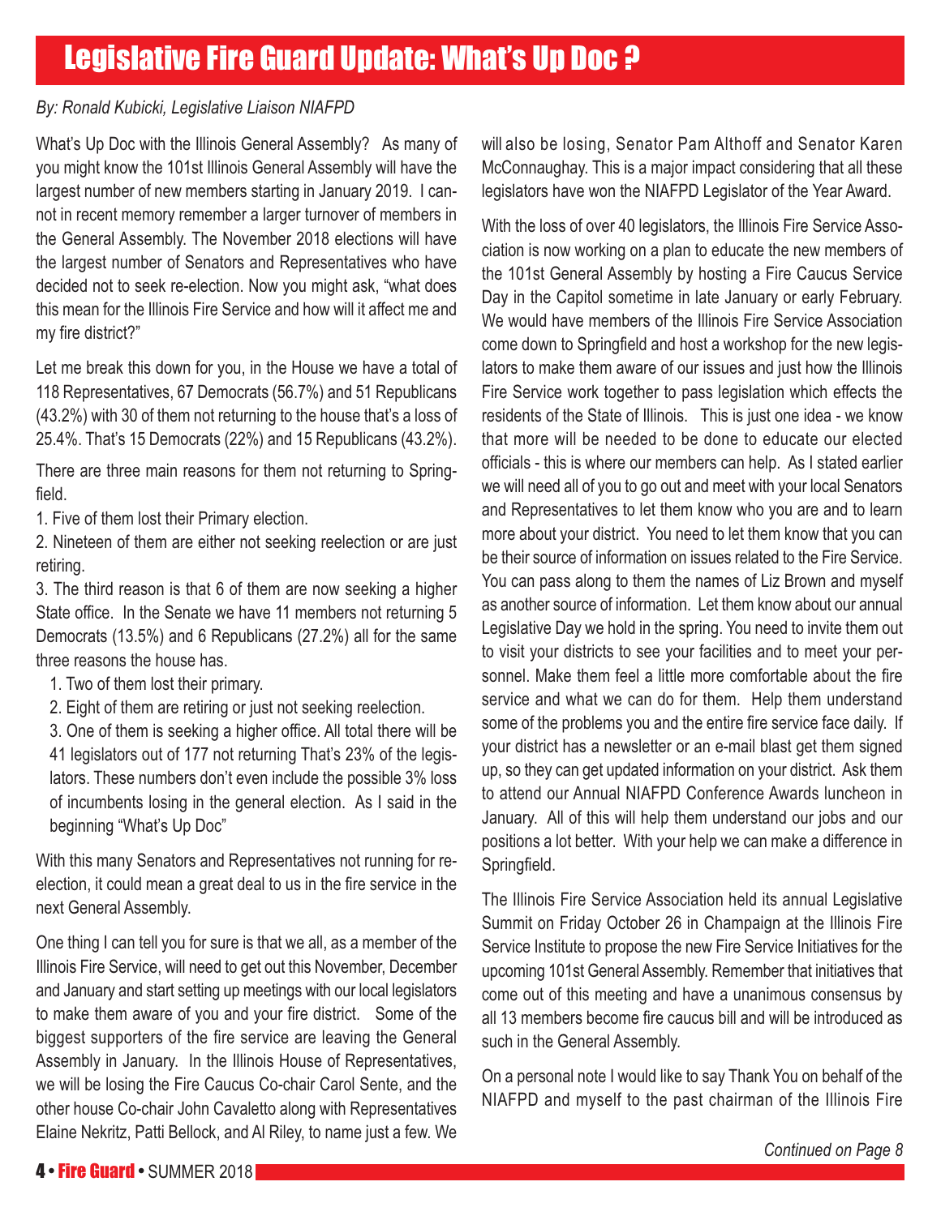# Legislative Fire Guard Update: What's Up Doc ?

*By: Ronald Kubicki, Legislative Liaison NIAFPD*

What's Up Doc with the Illinois General Assembly? As many of you might know the 101st Illinois General Assembly will have the largest number of new members starting in January 2019. I cannot in recent memory remember a larger turnover of members in the General Assembly. The November 2018 elections will have the largest number of Senators and Representatives who have decided not to seek re-election. Now you might ask, "what does this mean for the Illinois Fire Service and how will it affect me and my fire district?"

Let me break this down for you, in the House we have a total of 118 Representatives, 67 Democrats (56.7%) and 51 Republicans (43.2%) with 30 of them not returning to the house that's a loss of 25.4%. That's 15 Democrats (22%) and 15 Republicans (43.2%).

There are three main reasons for them not returning to Springfield.

1. Five of them lost their Primary election.
2. Nineteen of them are either not seeking reelection or are just retiring.
3. The third reason is that 6 of them are now seeking a higher State office. In the Senate we have 11 members not returning 5 Democrats (13.5%) and 6 Republicans (27.2%) all for the same three reasons the house has.
   1. Two of them lost their primary.
   2. Eight of them are retiring or just not seeking reelection.
   3. One of them is seeking a higher office. All total there will be 41 legislators out of 177 not returning That's 23% of the legislators. These numbers don't even include the possible 3% loss of incumbents losing in the general election. As I said in the beginning "What's Up Doc"

With this many Senators and Representatives not running for re-election, it could mean a great deal to us in the fire service in the next General Assembly.

One thing I can tell you for sure is that we all, as a member of the Illinois Fire Service, will need to get out this November, December and January and start setting up meetings with our local legislators to make them aware of you and your fire district. Some of the biggest supporters of the fire service are leaving the General Assembly in January. In the Illinois House of Representatives, we will be losing the Fire Caucus Co-chair Carol Sente, and the other house Co-chair John Cavaletto along with Representatives Elaine Nekritz, Patti Bellock, and Al Riley, to name just a few. We will also be losing, Senator Pam Althoff and Senator Karen McConnaughay. This is a major impact considering that all these legislators have won the NIAFPD Legislator of the Year Award.

With the loss of over 40 legislators, the Illinois Fire Service Association is now working on a plan to educate the new members of the 101st General Assembly by hosting a Fire Caucus Service Day in the Capitol sometime in late January or early February. We would have members of the Illinois Fire Service Association come down to Springfield and host a workshop for the new legislators to make them aware of our issues and just how the Illinois Fire Service work together to pass legislation which effects the residents of the State of Illinois. This is just one idea - we know that more will be needed to be done to educate our elected officials - this is where our members can help. As I stated earlier we will need all of you to go out and meet with your local Senators and Representatives to let them know who you are and to learn more about your district. You need to let them know that you can be their source of information on issues related to the Fire Service. You can pass along to them the names of Liz Brown and myself as another source of information. Let them know about our annual Legislative Day we hold in the spring. You need to invite them out to visit your districts to see your facilities and to meet your personnel. Make them feel a little more comfortable about the fire service and what we can do for them. Help them understand some of the problems you and the entire fire service face daily. If your district has a newsletter or an e-mail blast get them signed up, so they can get updated information on your district. Ask them to attend our Annual NIAFPD Conference Awards luncheon in January. All of this will help them understand our jobs and our positions a lot better. With your help we can make a difference in Springfield.

The Illinois Fire Service Association held its annual Legislative Summit on Friday October 26 in Champaign at the Illinois Fire Service Institute to propose the new Fire Service Initiatives for the upcoming 101st General Assembly. Remember that initiatives that come out of this meeting and have a unanimous consensus by all 13 members become fire caucus bill and will be introduced as such in the General Assembly.

On a personal note I would like to say Thank You on behalf of the NIAFPD and myself to the past chairman of the Illinois Fire

*Continued on Page 8*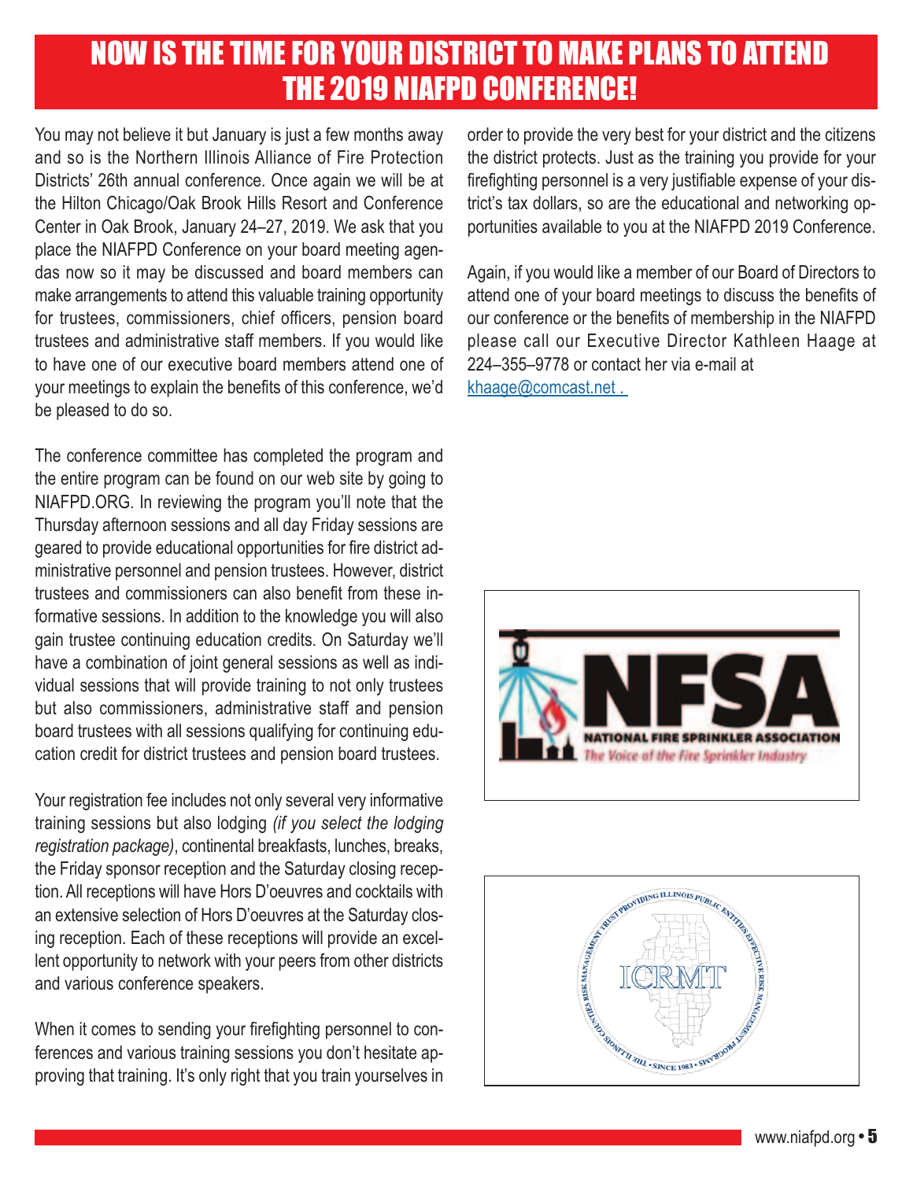# NOW IS THE TIME FOR YOUR DISTRICT TO MAKE PLANS TO ATTEND THE 2019 NIAFPD CONFERENCE!

You may not believe it but January is just a few months away and so is the Northern Illinois Alliance of Fire Protection Districts' 26th annual conference. Once again we will be at the Hilton Chicago/Oak Brook Hills Resort and Conference Center in Oak Brook, January 24–27, 2019. We ask that you place the NIAFPD Conference on your board meeting agendas now so it may be discussed and board members can make arrangements to attend this valuable training opportunity for trustees, commissioners, chief officers, pension board trustees and administrative staff members. If you would like to have one of our executive board members attend one of your meetings to explain the benefits of this conference, we'd be pleased to do so.

The conference committee has completed the program and the entire program can be found on our web site by going to NIAFPD.ORG. In reviewing the program you'll note that the Thursday afternoon sessions and all day Friday sessions are geared to provide educational opportunities for fire district administrative personnel and pension trustees. However, district trustees and commissioners can also benefit from these informative sessions. In addition to the knowledge you will also gain trustee continuing education credits. On Saturday we'll have a combination of joint general sessions as well as individual sessions that will provide training to not only trustees but also commissioners, administrative staff and pension board trustees with all sessions qualifying for continuing education credit for district trustees and pension board trustees.

Your registration fee includes not only several very informative training sessions but also lodging *(if you select the lodging registration package)*, continental breakfasts, lunches, breaks, the Friday sponsor reception and the Saturday closing reception. All receptions will have Hors D'oeuvres and cocktails with an extensive selection of Hors D'oeuvres at the Saturday closing reception. Each of these receptions will provide an excellent opportunity to network with your peers from other districts and various conference speakers.

When it comes to sending your firefighting personnel to conferences and various training sessions you don't hesitate approving that training. It's only right that you train yourselves in order to provide the very best for your district and the citizens the district protects. Just as the training you provide for your firefighting personnel is a very justifiable expense of your district's tax dollars, so are the educational and networking opportunities available to you at the NIAFPD 2019 Conference.

Again, if you would like a member of our Board of Directors to attend one of your board meetings to discuss the benefits of our conference or the benefits of membership in the NIAFPD please call our Executive Director Kathleen Haage at 224–355–9778 or contact her via e-mail at khaage@comcast.net .

NFSA
NATIONAL FIRE SPRINKLER ASSOCIATION
The Voice of the Fire Sprinkler Industry

ICRMT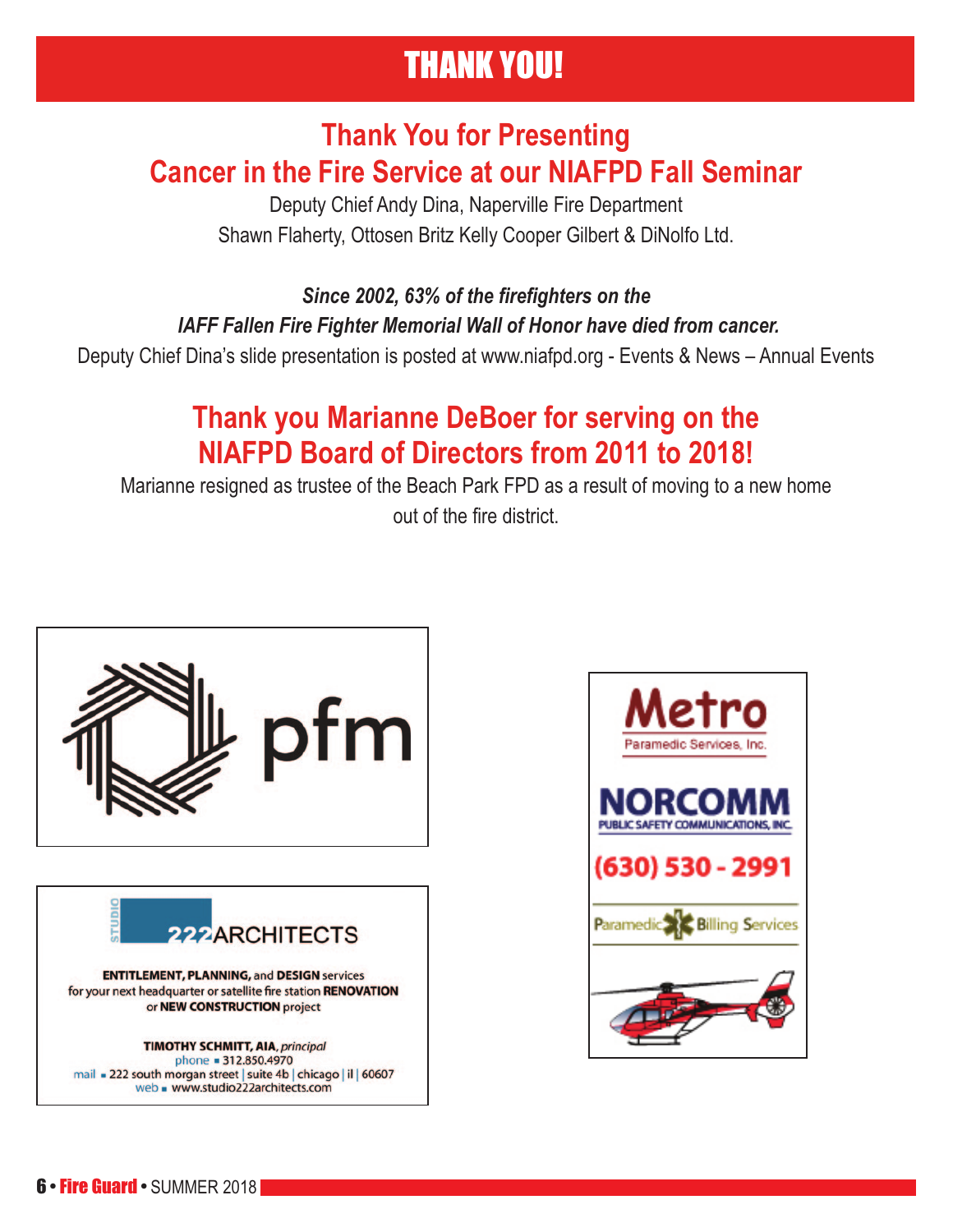# THANK YOU!

## Thank You for Presenting Cancer in the Fire Service at our NIAFPD Fall Seminar

Deputy Chief Andy Dina, Naperville Fire Department

Shawn Flaherty, Ottosen Britz Kelly Cooper Gilbert & DiNolfo Ltd.

***Since 2002, 63% of the firefighters on the IAFF Fallen Fire Fighter Memorial Wall of Honor have died from cancer.***

Deputy Chief Dina's slide presentation is posted at www.niafpd.org - Events & News – Annual Events

## Thank you Marianne DeBoer for serving on the NIAFPD Board of Directors from 2011 to 2018!

Marianne resigned as trustee of the Beach Park FPD as a result of moving to a new home out of the fire district.

pfm

STUDIO 222ARCHITECTS

**ENTITLEMENT, PLANNING,** and **DESIGN** services for your next headquarter or satellite fire station **RENOVATION** or **NEW CONSTRUCTION** project

**TIMOTHY SCHMITT, AIA,** *principal*
phone ▪ 312.850.4970
mail ▪ 222 south morgan street | suite 4b | chicago | il | 60607
web ▪ www.studio222architects.com

Metro Paramedic Services, Inc.

NORCOMM PUBLIC SAFETY COMMUNICATIONS, INC.

(630) 530 - 2991

Paramedic Billing Services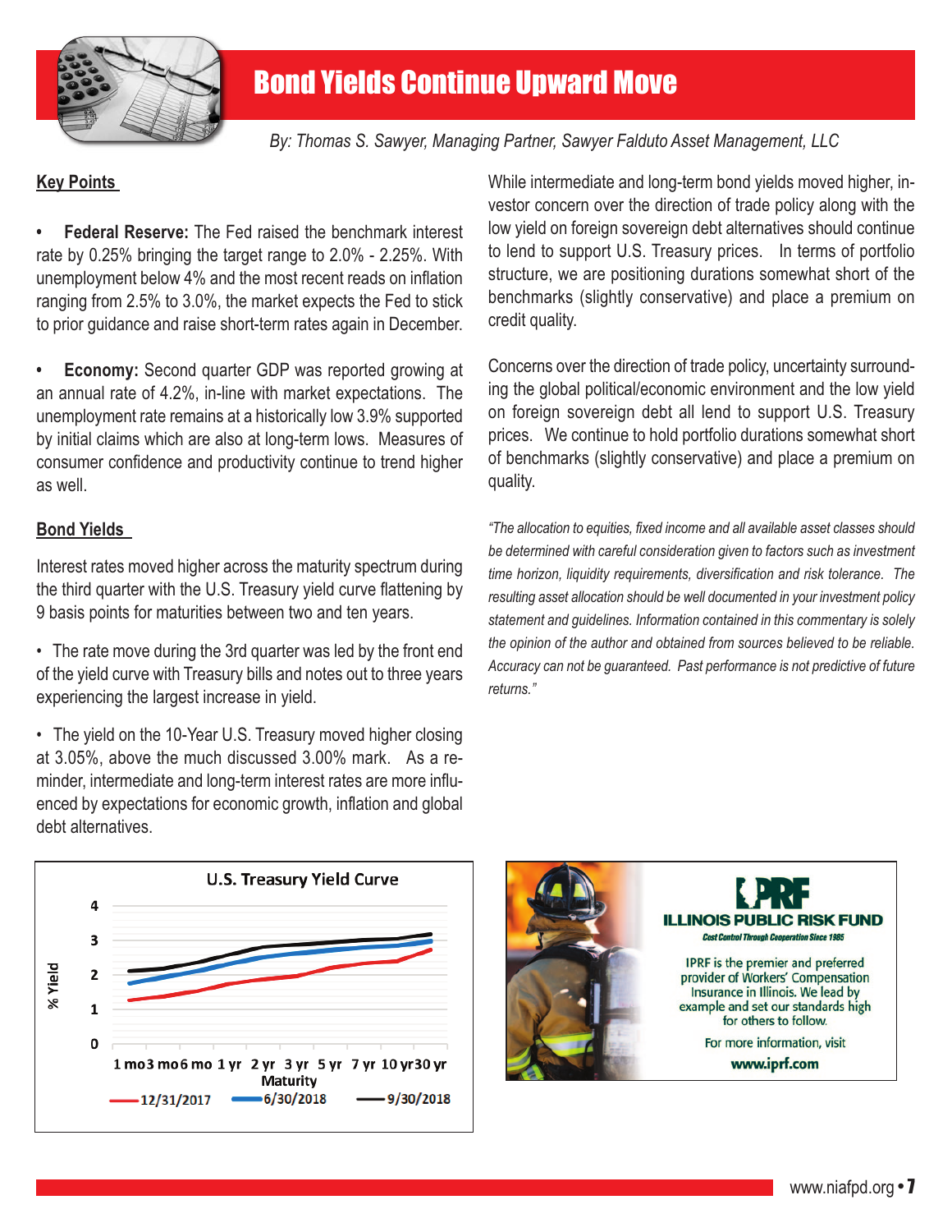# Bond Yields Continue Upward Move

*By: Thomas S. Sawyer, Managing Partner, Sawyer Falduto Asset Management, LLC*

## Key Points

- **Federal Reserve:** The Fed raised the benchmark interest rate by 0.25% bringing the target range to 2.0% - 2.25%. With unemployment below 4% and the most recent reads on inflation ranging from 2.5% to 3.0%, the market expects the Fed to stick to prior guidance and raise short-term rates again in December.

- **Economy:** Second quarter GDP was reported growing at an annual rate of 4.2%, in-line with market expectations. The unemployment rate remains at a historically low 3.9% supported by initial claims which are also at long-term lows. Measures of consumer confidence and productivity continue to trend higher as well.

## Bond Yields

Interest rates moved higher across the maturity spectrum during the third quarter with the U.S. Treasury yield curve flattening by 9 basis points for maturities between two and ten years.

- The rate move during the 3rd quarter was led by the front end of the yield curve with Treasury bills and notes out to three years experiencing the largest increase in yield.

- The yield on the 10-Year U.S. Treasury moved higher closing at 3.05%, above the much discussed 3.00% mark. As a reminder, intermediate and long-term interest rates are more influenced by expectations for economic growth, inflation and global debt alternatives.

While intermediate and long-term bond yields moved higher, investor concern over the direction of trade policy along with the low yield on foreign sovereign debt alternatives should continue to lend to support U.S. Treasury prices. In terms of portfolio structure, we are positioning durations somewhat short of the benchmarks (slightly conservative) and place a premium on credit quality.

Concerns over the direction of trade policy, uncertainty surrounding the global political/economic environment and the low yield on foreign sovereign debt all lend to support U.S. Treasury prices. We continue to hold portfolio durations somewhat short of benchmarks (slightly conservative) and place a premium on quality.

*"The allocation to equities, fixed income and all available asset classes should be determined with careful consideration given to factors such as investment time horizon, liquidity requirements, diversification and risk tolerance. The resulting asset allocation should be well documented in your investment policy statement and guidelines. Information contained in this commentary is solely the opinion of the author and obtained from sources believed to be reliable. Accuracy can not be guaranteed. Past performance is not predictive of future returns."*

**U.S. Treasury Yield Curve**

(% Yield by Maturity: 1 mo, 3 mo, 6 mo, 1 yr, 2 yr, 3 yr, 5 yr, 7 yr, 10 yr, 30 yr — series: 12/31/2017, 6/30/2018, 9/30/2018)

**ILLINOIS PUBLIC RISK FUND**

*Cost Control Through Cooperation Since 1985*

IPRF is the premier and preferred provider of Workers' Compensation Insurance in Illinois. We lead by example and set our standards high for others to follow.

For more information, visit **www.iprf.com**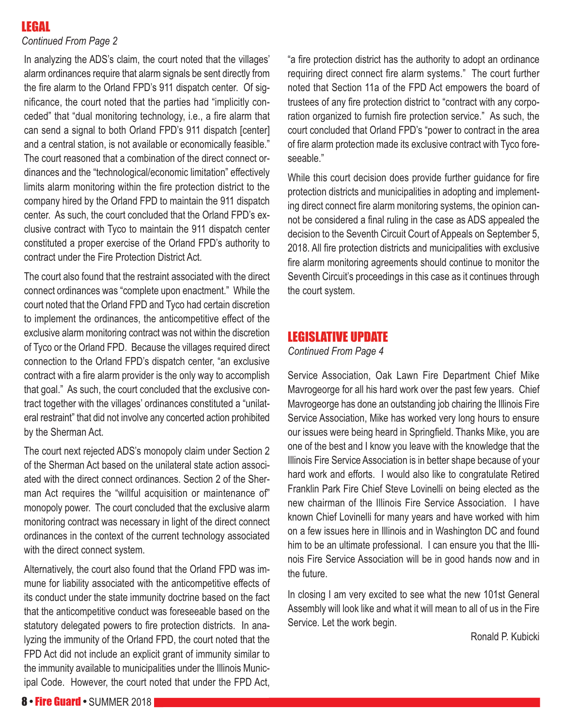## LEGAL

*Continued From Page 2*

In analyzing the ADS's claim, the court noted that the villages' alarm ordinances require that alarm signals be sent directly from the fire alarm to the Orland FPD's 911 dispatch center. Of significance, the court noted that the parties had "implicitly conceded" that "dual monitoring technology, i.e., a fire alarm that can send a signal to both Orland FPD's 911 dispatch [center] and a central station, is not available or economically feasible." The court reasoned that a combination of the direct connect ordinances and the "technological/economic limitation" effectively limits alarm monitoring within the fire protection district to the company hired by the Orland FPD to maintain the 911 dispatch center. As such, the court concluded that the Orland FPD's exclusive contract with Tyco to maintain the 911 dispatch center constituted a proper exercise of the Orland FPD's authority to contract under the Fire Protection District Act.

The court also found that the restraint associated with the direct connect ordinances was "complete upon enactment." While the court noted that the Orland FPD and Tyco had certain discretion to implement the ordinances, the anticompetitive effect of the exclusive alarm monitoring contract was not within the discretion of Tyco or the Orland FPD. Because the villages required direct connection to the Orland FPD's dispatch center, "an exclusive contract with a fire alarm provider is the only way to accomplish that goal." As such, the court concluded that the exclusive contract together with the villages' ordinances constituted a "unilateral restraint" that did not involve any concerted action prohibited by the Sherman Act.

The court next rejected ADS's monopoly claim under Section 2 of the Sherman Act based on the unilateral state action associated with the direct connect ordinances. Section 2 of the Sherman Act requires the "willful acquisition or maintenance of" monopoly power. The court concluded that the exclusive alarm monitoring contract was necessary in light of the direct connect ordinances in the context of the current technology associated with the direct connect system.

Alternatively, the court also found that the Orland FPD was immune for liability associated with the anticompetitive effects of its conduct under the state immunity doctrine based on the fact that the anticompetitive conduct was foreseeable based on the statutory delegated powers to fire protection districts. In analyzing the immunity of the Orland FPD, the court noted that the FPD Act did not include an explicit grant of immunity similar to the immunity available to municipalities under the Illinois Municipal Code. However, the court noted that under the FPD Act, "a fire protection district has the authority to adopt an ordinance requiring direct connect fire alarm systems." The court further noted that Section 11a of the FPD Act empowers the board of trustees of any fire protection district to "contract with any corporation organized to furnish fire protection service." As such, the court concluded that Orland FPD's "power to contract in the area of fire alarm protection made its exclusive contract with Tyco foreseeable."

While this court decision does provide further guidance for fire protection districts and municipalities in adopting and implementing direct connect fire alarm monitoring systems, the opinion cannot be considered a final ruling in the case as ADS appealed the decision to the Seventh Circuit Court of Appeals on September 5, 2018. All fire protection districts and municipalities with exclusive fire alarm monitoring agreements should continue to monitor the Seventh Circuit's proceedings in this case as it continues through the court system.

## LEGISLATIVE UPDATE

*Continued From Page 4*

Service Association, Oak Lawn Fire Department Chief Mike Mavrogeorge for all his hard work over the past few years. Chief Mavrogeorge has done an outstanding job chairing the Illinois Fire Service Association, Mike has worked very long hours to ensure our issues were being heard in Springfield. Thanks Mike, you are one of the best and I know you leave with the knowledge that the Illinois Fire Service Association is in better shape because of your hard work and efforts. I would also like to congratulate Retired Franklin Park Fire Chief Steve Lovinelli on being elected as the new chairman of the Illinois Fire Service Association. I have known Chief Lovinelli for many years and have worked with him on a few issues here in Illinois and in Washington DC and found him to be an ultimate professional. I can ensure you that the Illinois Fire Service Association will be in good hands now and in the future.

In closing I am very excited to see what the new 101st General Assembly will look like and what it will mean to all of us in the Fire Service. Let the work begin.

Ronald P. Kubicki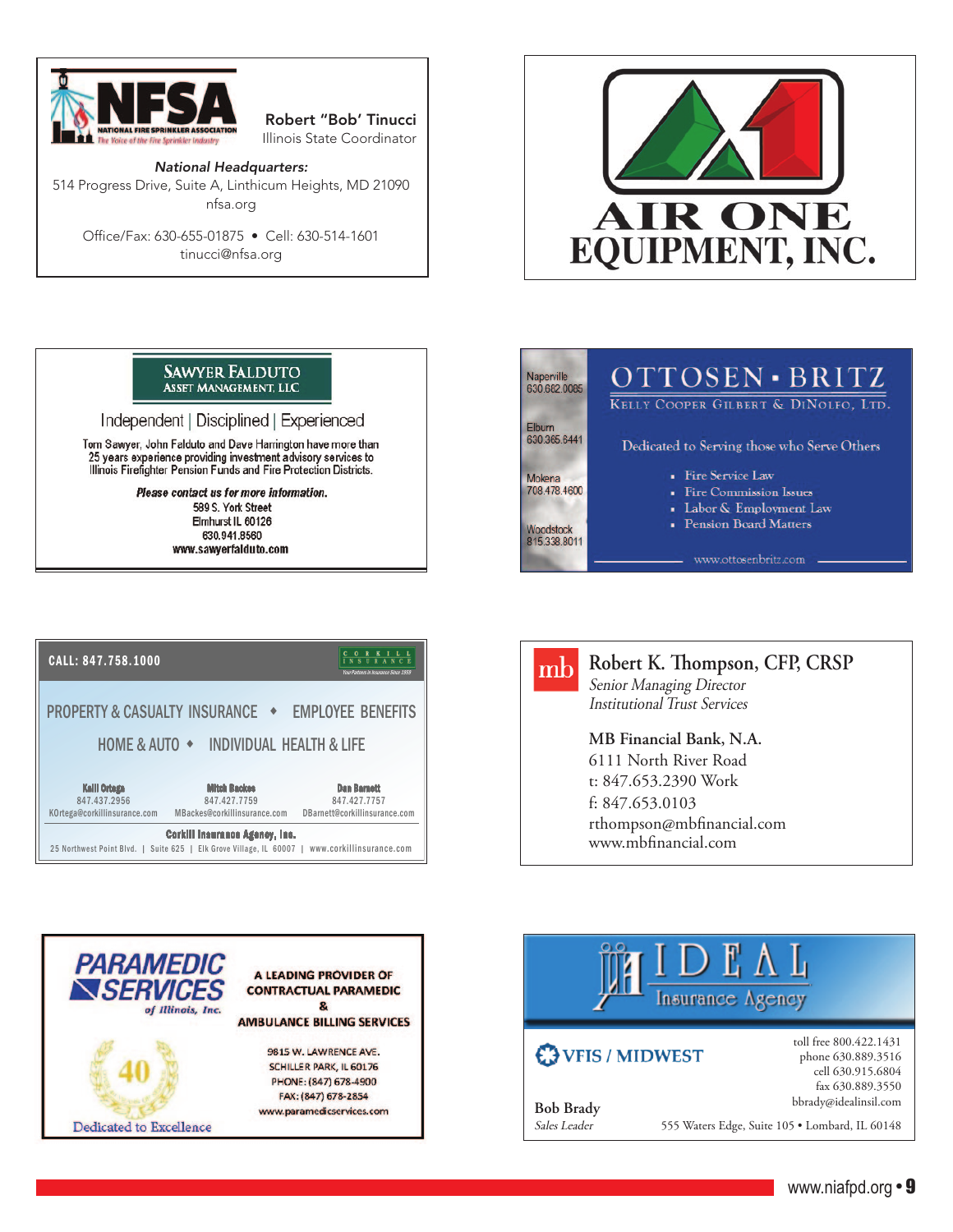**NFSA**
NATIONAL FIRE SPRINKLER ASSOCIATION
The Voice of the Fire Sprinkler Industry

**Robert "Bob' Tinucci**
Illinois State Coordinator

*National Headquarters:*
514 Progress Drive, Suite A, Linthicum Heights, MD 21090
nfsa.org

Office/Fax: 630-655-01875 • Cell: 630-514-1601
tinucci@nfsa.org

---

**AIR ONE EQUIPMENT, INC.**

---

**SAWYER FALDUTO**
ASSET MANAGEMENT, LLC

Independent | Disciplined | Experienced

Tom Sawyer, John Falduto and Dave Harrington have more than 25 years experience providing investment advisory services to Illinois Firefighter Pension Funds and Fire Protection Districts.

***Please contact us for more information.***
589 S. York Street
Elmhurst IL 60126
630.941.8560
www.sawyerfalduto.com

---

Naperville 630.682.0085
Elburn 630.365.6441
Mokena 708.478.4600
Woodstock 815.338.8011

**OTTOSEN • BRITZ**
KELLY COOPER GILBERT & DINOLFO, LTD.

Dedicated to Serving those who Serve Others

- Fire Service Law
- Fire Commission Issues
- Labor & Employment Law
- Pension Board Matters

www.ottosenbritz.com

---

**CALL: 847.758.1000**

CORKILL INSURANCE
Your Partners in Insurance Since 1959

PROPERTY & CASUALTY INSURANCE • EMPLOYEE BENEFITS
HOME & AUTO • INDIVIDUAL HEALTH & LIFE

| Kelli Ortega | Mitch Backes | Dan Barnett |
|---|---|---|
| 847.437.2956 | 847.427.7759 | 847.427.7757 |
| KOrtega@corkillinsurance.com | MBackes@corkillinsurance.com | DBarnett@corkillinsurance.com |

**Corkill Insurance Agency, Inc.**
25 Northwest Point Blvd. | Suite 625 | Elk Grove Village, IL 60007 | www.corkillinsurance.com

---

mb

**Robert K. Thompson, CFP, CRSP**
*Senior Managing Director*
*Institutional Trust Services*

**MB Financial Bank, N.A.**
6111 North River Road
t: 847.653.2390 Work
f: 847.653.0103
rthompson@mbfinancial.com
www.mbfinancial.com

---

**PARAMEDIC SERVICES**
*of Illinois, Inc.*

40

Dedicated to Excellence

**A LEADING PROVIDER OF CONTRACTUAL PARAMEDIC & AMBULANCE BILLING SERVICES**

9815 W. LAWRENCE AVE.
SCHILLER PARK, IL 60176
PHONE: (847) 678-4900
FAX: (847) 678-2854
www.paramedicservices.com

---

**IDEAL**
Insurance Agency

**VFIS / MIDWEST**

toll free 800.422.1431
phone 630.889.3516
cell 630.915.6804
fax 630.889.3550
bbrady@idealinsil.com

**Bob Brady**
*Sales Leader*

555 Waters Edge, Suite 105 • Lombard, IL 60148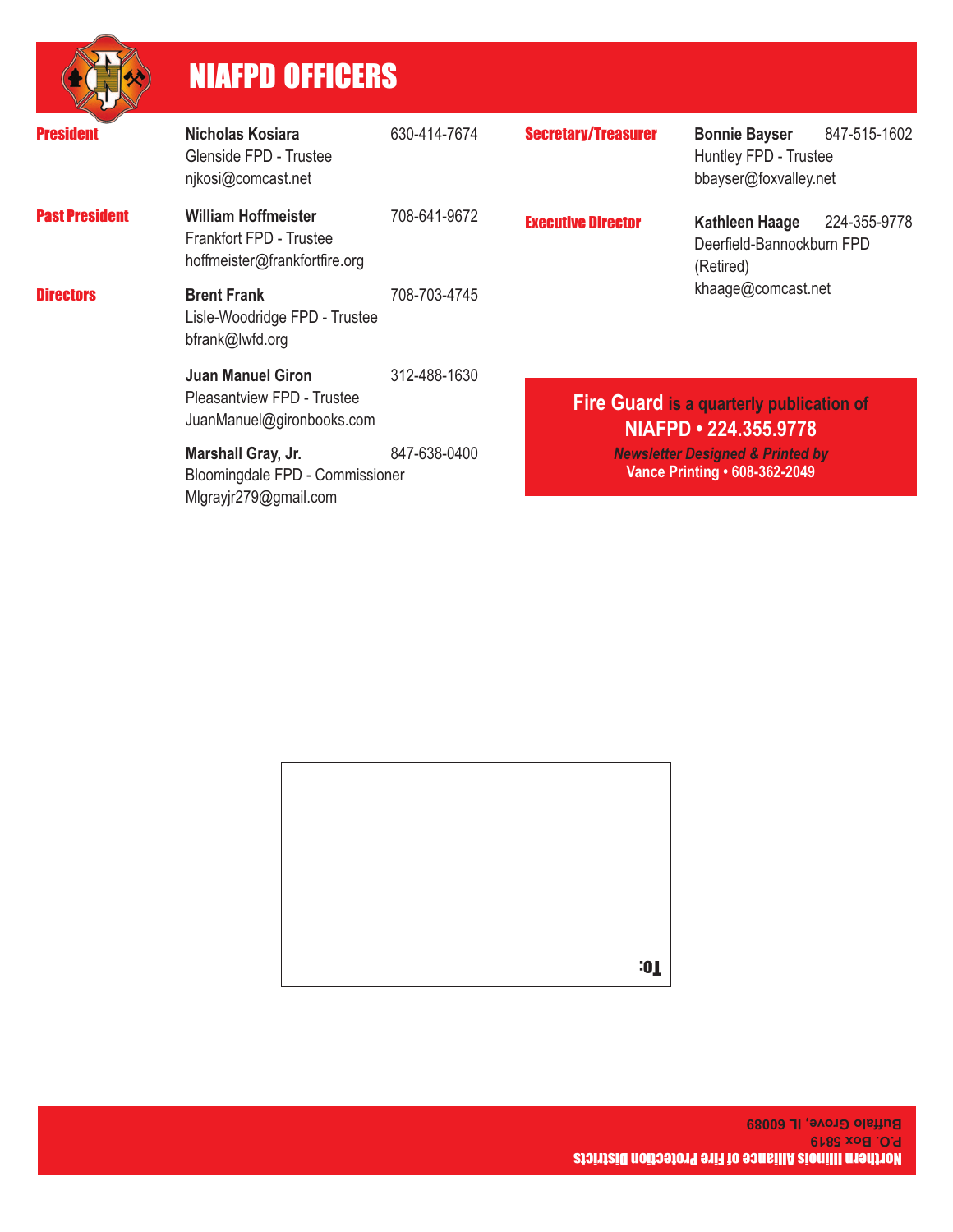# NIAFPD OFFICERS

**President**
**Nicholas Kosiara** 630-414-7674
Glenside FPD - Trustee
njkosi@comcast.net

**Past President**
**William Hoffmeister** 708-641-9672
Frankfort FPD - Trustee
hoffmeister@frankfortfire.org

**Directors**
**Brent Frank** 708-703-4745
Lisle-Woodridge FPD - Trustee
bfrank@lwfd.org

**Juan Manuel Giron** 312-488-1630
Pleasantview FPD - Trustee
JuanManuel@gironbooks.com

**Marshall Gray, Jr.** 847-638-0400
Bloomingdale FPD - Commissioner
Mlgrayjr279@gmail.com

**Secretary/Treasurer**
**Bonnie Bayser** 847-515-1602
Huntley FPD - Trustee
bbayser@foxvalley.net

**Executive Director**
**Kathleen Haage** 224-355-9778
Deerfield-Bannockburn FPD (Retired)
khaage@comcast.net

**Fire Guard is a quarterly publication of NIAFPD • 224.355.9778**
***Newsletter Designed & Printed by***
**Vance Printing • 608-362-2049**

**To:**

**Northern Illinois Alliance of Fire Protection Districts**
**P.O. Box 5819**
**Buffalo Grove, IL 60089**